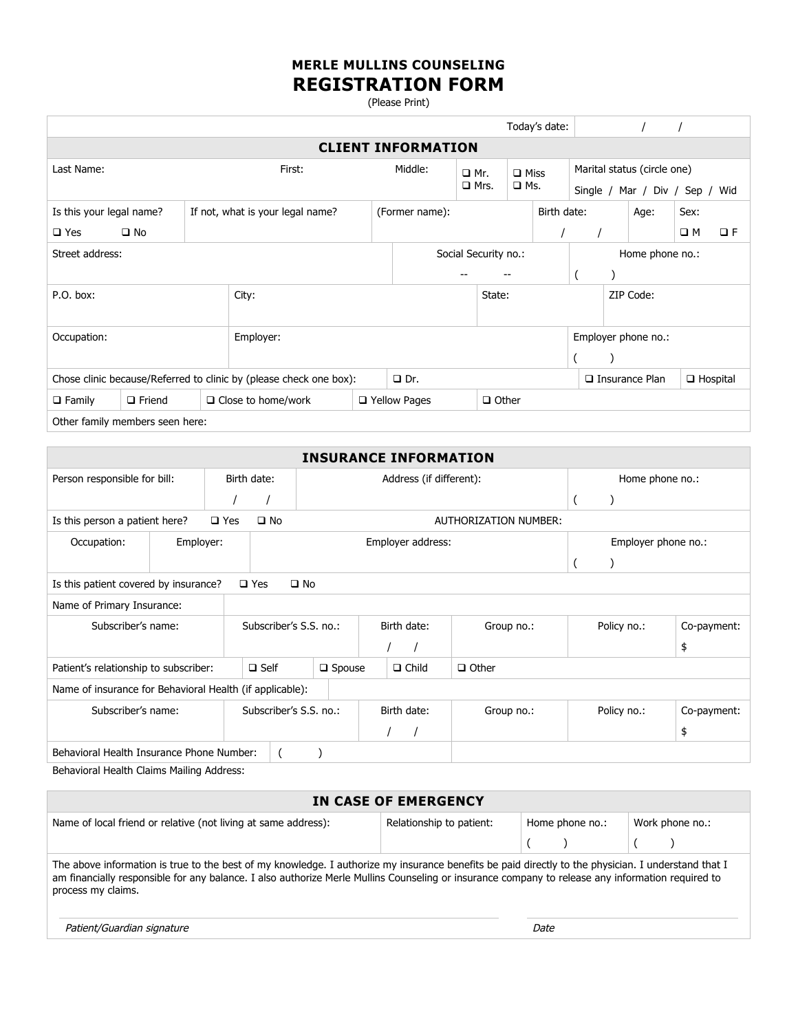**MERLE MULLINS COUNSELING**

# REGISTRATION FORM

(Please Print)

| | |
|---|---|
| Today's date: | / / |

## CLIENT INFORMATION

| Last Name: | First: | Middle: | ❑ Mr. ❑ Mrs. | ❑ Miss ❑ Ms. | Marital status (circle one) Single / Mar / Div / Sep / Wid |
|---|---|---|---|---|---|

| Is this your legal name? ❑ Yes ❑ No | If not, what is your legal name? | (Former name): | Birth date: / / | Age: | Sex: ❑ M ❑ F |
|---|---|---|---|---|---|

| Street address: | Social Security no.: -- -- | Home phone no.: ( ) |
|---|---|---|

| P.O. box: | City: | State: | ZIP Code: |
|---|---|---|---|

| Occupation: | Employer: | Employer phone no.: ( ) |
|---|---|---|

| Chose clinic because/Referred to clinic by (please check one box): | | | ❑ Dr. | ❑ Insurance Plan | ❑ Hospital |
|---|---|---|---|---|---|
| ❑ Family | ❑ Friend | ❑ Close to home/work | ❑ Yellow Pages | ❑ Other | |

Other family members seen here:

## INSURANCE INFORMATION

| Person responsible for bill: | Birth date: / / | Address (if different): | Home phone no.: ( ) |
|---|---|---|---|

| Is this person a patient here? ❑ Yes ❑ No | AUTHORIZATION NUMBER: |
|---|---|

| Occupation: | Employer: | Employer address: | Employer phone no.: ( ) |
|---|---|---|---|

Is this patient covered by insurance? ❑ Yes ❑ No

| Name of Primary Insurance: | | | | | |
|---|---|---|---|---|---|
| Subscriber's name: | Subscriber's S.S. no.: | Birth date: / / | Group no.: | Policy no.: | Co-payment: $ |

| Patient's relationship to subscriber: | ❑ Self | ❑ Spouse | ❑ Child | ❑ Other |
|---|---|---|---|---|

| Name of insurance for Behavioral Health (if applicable): | | | | | |
|---|---|---|---|---|---|
| Subscriber's name: | Subscriber's S.S. no.: | Birth date: / / | Group no.: | Policy no.: | Co-payment: $ |

| Behavioral Health Insurance Phone Number: | ( ) |
|---|---|

Behavioral Health Claims Mailing Address:

## IN CASE OF EMERGENCY

| Name of local friend or relative (not living at same address): | Relationship to patient: | Home phone no.: ( ) | Work phone no.: ( ) |
|---|---|---|---|

The above information is true to the best of my knowledge. I authorize my insurance benefits be paid directly to the physician. I understand that I am financially responsible for any balance. I also authorize Merle Mullins Counseling or insurance company to release any information required to process my claims.

| *Patient/Guardian signature* | *Date* |
|---|---|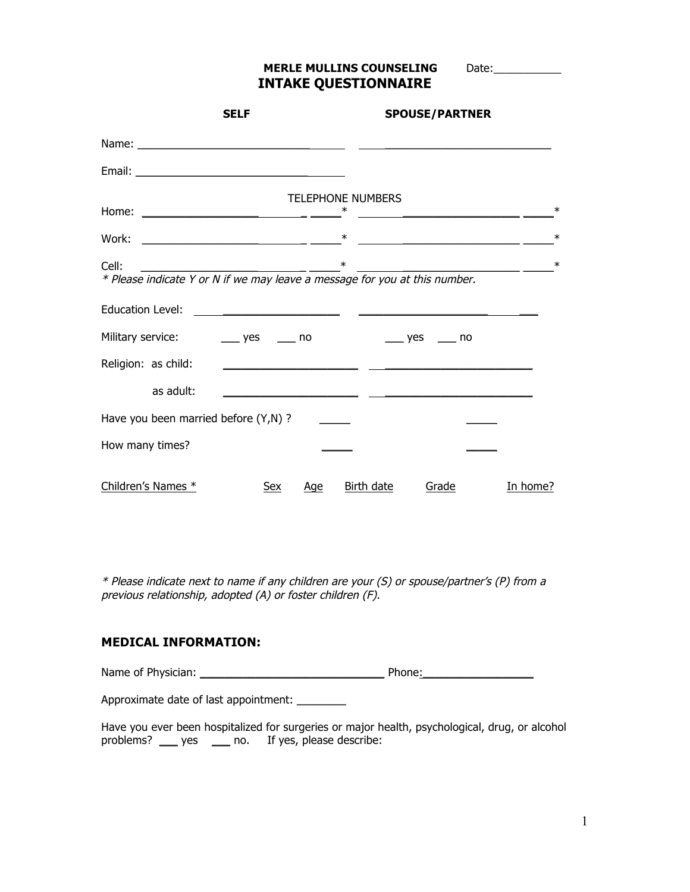**MERLE MULLINS COUNSELING** Date:___________

# INTAKE QUESTIONNAIRE

| | SELF | SPOUSE/PARTNER |
|---|---|---|
| Name: | ______________________________ | ______________________________ |
| Email: | ______________________________ | |

TELEPHONE NUMBERS

| | SELF | SPOUSE/PARTNER |
|---|---|---|
| Home: | ______________________ _____* | ______________________ _____* |
| Work: | ______________________ _____* | ______________________ _____* |
| Cell: | ______________________ _____* | ______________________ _____* |

*\* Please indicate Y or N if we may leave a message for you at this number.*

| | SELF | SPOUSE/PARTNER |
|---|---|---|
| Education Level: | ____________________ | ______________________ |
| Military service: | ___ yes ___ no | ___ yes ___ no |
| Religion: as child: | ______________________ | ______________________ |
| as adult: | ______________________ | ______________________ |
| Have you been married before (Y,N) ? | _____ | _____ |
| How many times? | _____ | _____ |

| Children's Names * | Sex | Age | Birth date | Grade | In home? |
|---|---|---|---|---|---|
| | | | | | |

*\* Please indicate next to name if any children are your (S) or spouse/partner's (P) from a previous relationship, adopted (A) or foster children (F).*

### MEDICAL INFORMATION:

Name of Physician: ______________________________ Phone:__________________

Approximate date of last appointment: ________

Have you ever been hospitalized for surgeries or major health, psychological, drug, or alcohol problems? ___ yes ___ no. If yes, please describe: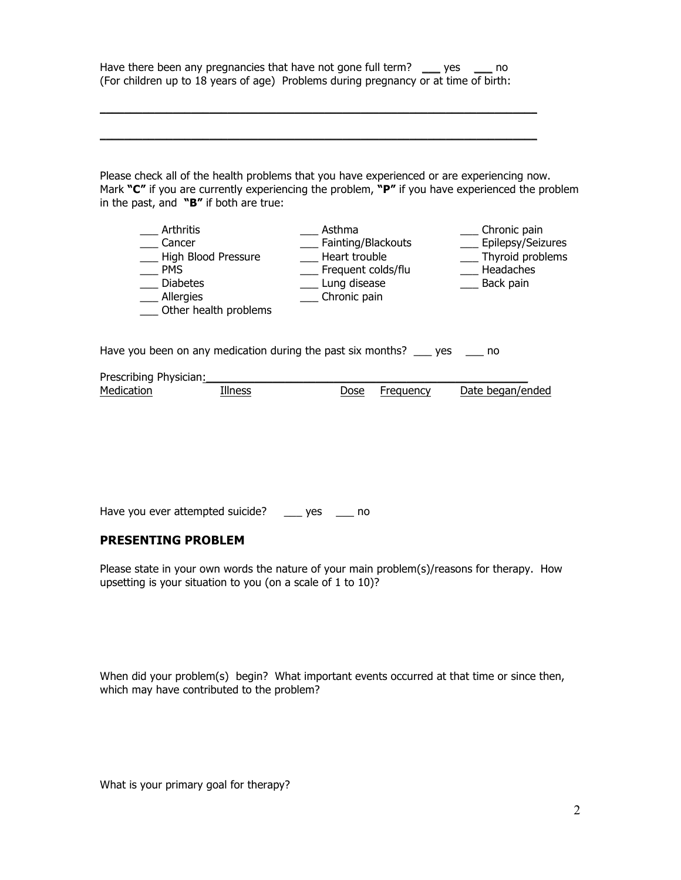Have there been any pregnancies that have not gone full term? ___ yes ___ no
(For children up to 18 years of age) Problems during pregnancy or at time of birth:

_______________________________________________________________

_______________________________________________________________

Please check all of the health problems that you have experienced or are experiencing now. Mark **"C"** if you are currently experiencing the problem, **"P"** if you have experienced the problem in the past, and **"B"** if both are true:

___ Arthritis
___ Cancer
___ High Blood Pressure
___ PMS
___ Diabetes
___ Allergies
___ Other health problems

___ Asthma
___ Fainting/Blackouts
___ Heart trouble
___ Frequent colds/flu
___ Lung disease
___ Chronic pain

___ Chronic pain
___ Epilepsy/Seizures
___ Thyroid problems
___ Headaches
___ Back pain

Have you been on any medication during the past six months? ___ yes ___ no

Prescribing Physician:_______________________________________________

| Medication | Illness | Dose | Frequency | Date began/ended |
|---|---|---|---|---|
| | | | | |

Have you ever attempted suicide? ___ yes ___ no

## PRESENTING PROBLEM

Please state in your own words the nature of your main problem(s)/reasons for therapy. How upsetting is your situation to you (on a scale of 1 to 10)?

When did your problem(s) begin? What important events occurred at that time or since then, which may have contributed to the problem?

What is your primary goal for therapy?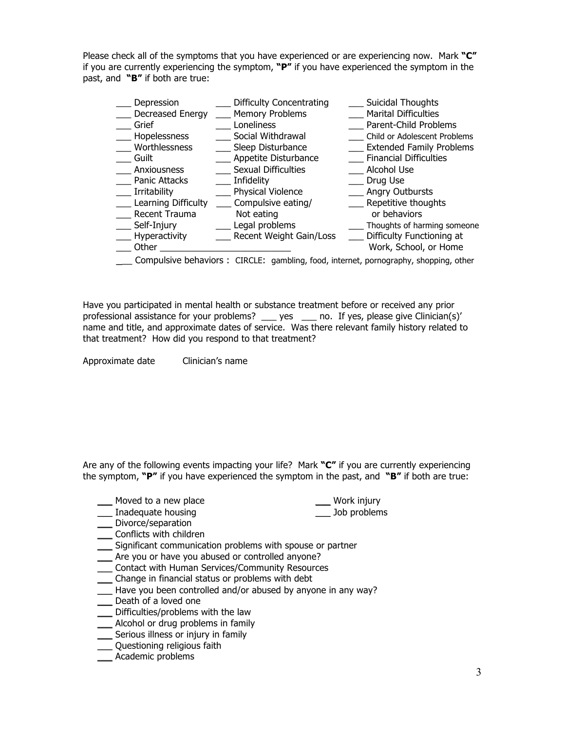Please check all of the symptoms that you have experienced or are experiencing now. Mark **"C"** if you are currently experiencing the symptom, **"P"** if you have experienced the symptom in the past, and **"B"** if both are true:

| | | |
|---|---|---|
| ___ Depression | ___ Difficulty Concentrating | ___ Suicidal Thoughts |
| ___ Decreased Energy | ___ Memory Problems | ___ Marital Difficulties |
| ___ Grief | ___ Loneliness | ___ Parent-Child Problems |
| ___ Hopelessness | ___ Social Withdrawal | ___ Child or Adolescent Problems |
| ___ Worthlessness | ___ Sleep Disturbance | ___ Extended Family Problems |
| ___ Guilt | ___ Appetite Disturbance | ___ Financial Difficulties |
| ___ Anxiousness | ___ Sexual Difficulties | ___ Alcohol Use |
| ___ Panic Attacks | ___ Infidelity | ___ Drug Use |
| ___ Irritability | ___ Physical Violence | ___ Angry Outbursts |
| ___ Learning Difficulty | ___ Compulsive eating/ Not eating | ___ Repetitive thoughts or behaviors |
| ___ Recent Trauma | | |
| ___ Self-Injury | ___ Legal problems | ___ Thoughts of harming someone |
| ___ Hyperactivity | ___ Recent Weight Gain/Loss | ___ Difficulty Functioning at Work, School, or Home |
| ___ Other ___________________________ | | |

___ Compulsive behaviors : CIRCLE: gambling, food, internet, pornography, shopping, other

Have you participated in mental health or substance treatment before or received any prior professional assistance for your problems? ___ yes ___ no. If yes, please give Clinician(s)' name and title, and approximate dates of service. Was there relevant family history related to that treatment? How did you respond to that treatment?

Approximate date Clinician's name

Are any of the following events impacting your life? Mark **"C"** if you are currently experiencing the symptom, **"P"** if you have experienced the symptom in the past, and **"B"** if both are true:

___ Moved to a new place  
___ Work injury  
___ Inadequate housing  
___ Job problems  
___ Divorce/separation  
___ Conflicts with children  
___ Significant communication problems with spouse or partner  
___ Are you or have you abused or controlled anyone?  
___ Contact with Human Services/Community Resources  
___ Change in financial status or problems with debt  
___ Have you been controlled and/or abused by anyone in any way?  
___ Death of a loved one  
___ Difficulties/problems with the law  
___ Alcohol or drug problems in family  
___ Serious illness or injury in family  
___ Questioning religious faith  
___ Academic problems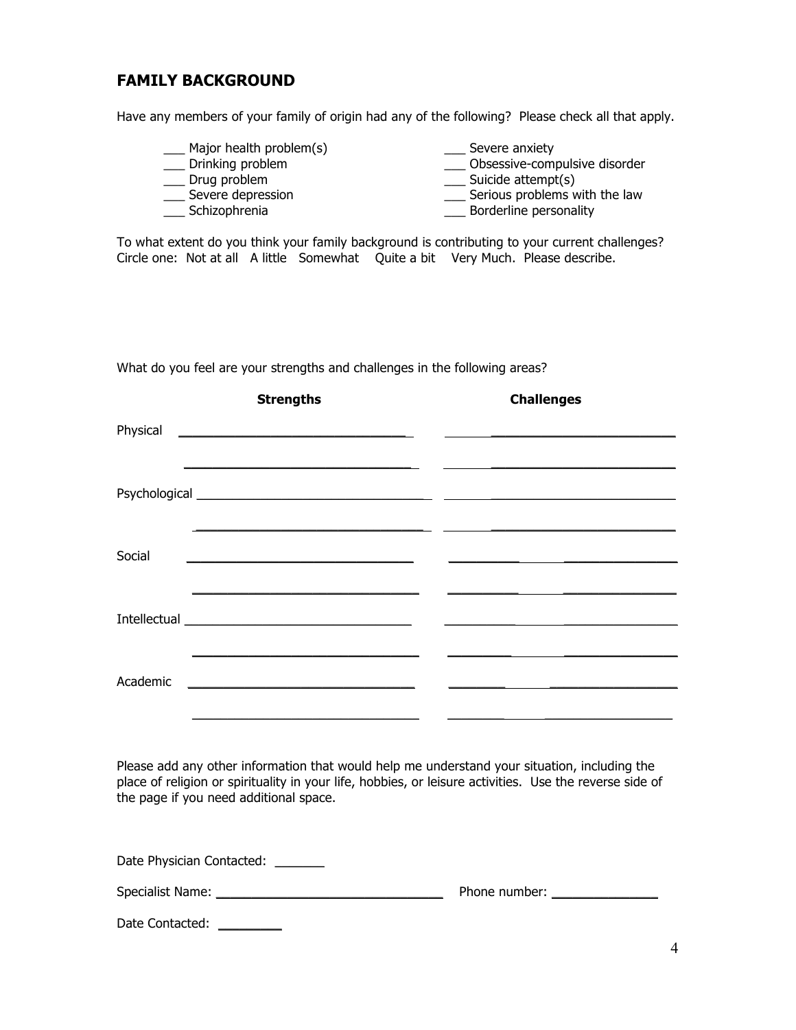## FAMILY BACKGROUND

Have any members of your family of origin had any of the following? Please check all that apply.

- ___ Major health problem(s)
- ___ Drinking problem
- ___ Drug problem
- ___ Severe depression
- ___ Schizophrenia
- ___ Severe anxiety
- ___ Obsessive-compulsive disorder
- ___ Suicide attempt(s)
- ___ Serious problems with the law
- ___ Borderline personality

To what extent do you think your family background is contributing to your current challenges? Circle one: Not at all A little Somewhat Quite a bit Very Much. Please describe.

What do you feel are your strengths and challenges in the following areas?

| | Strengths | Challenges |
|---|---|---|
| Physical | ____________________ | ____________________ |
| | ____________________ | ____________________ |
| Psychological | ____________________ | ____________________ |
| | ____________________ | ____________________ |
| Social | ____________________ | ____________________ |
| | ____________________ | ____________________ |
| Intellectual | ____________________ | ____________________ |
| | ____________________ | ____________________ |
| Academic | ____________________ | ____________________ |
| | ____________________ | ____________________ |

Please add any other information that would help me understand your situation, including the place of religion or spirituality in your life, hobbies, or leisure activities. Use the reverse side of the page if you need additional space.

Date Physician Contacted: _______

Specialist Name: ________________________________ Phone number: ______________

Date Contacted: ________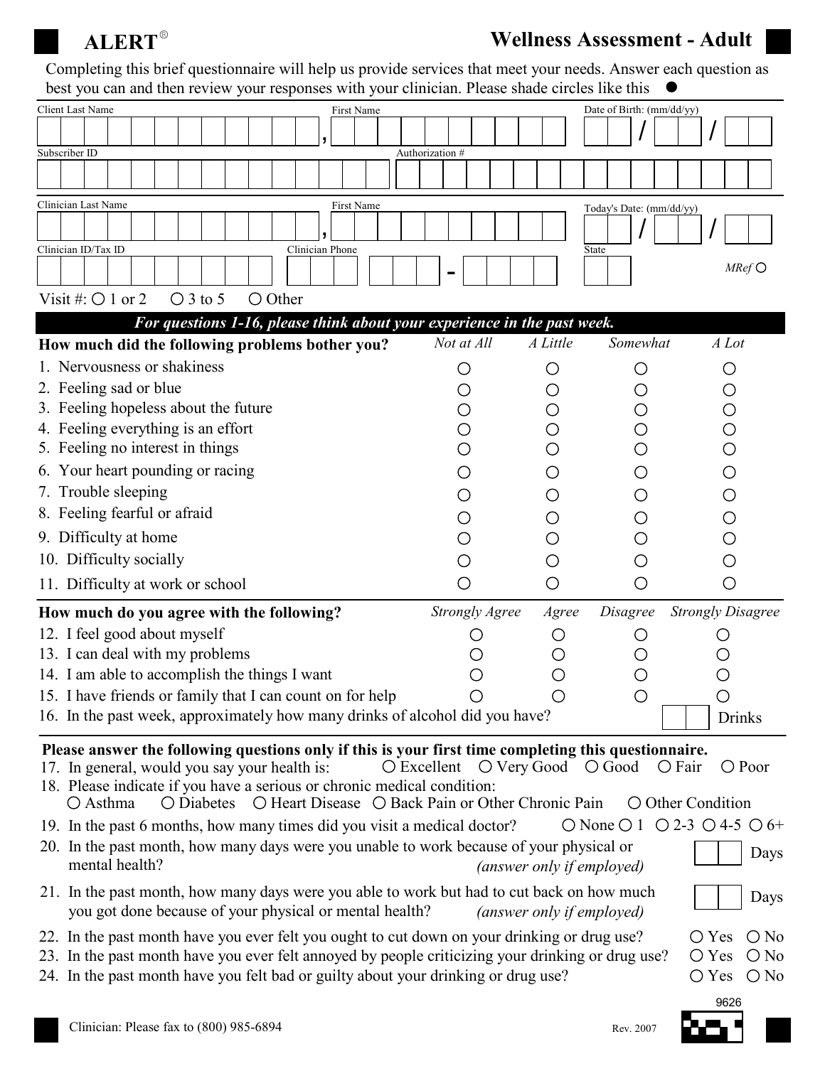# ALERT®

## Wellness Assessment - Adult

Completing this brief questionnaire will help us provide services that meet your needs. Answer each question as best you can and then review your responses with your clinician. Please shade circles like this ●

Client Last Name ______________________, First Name ______________________ Date of Birth: (mm/dd/yy) ___ / ___ / ___

Subscriber ID ______________________ Authorization # ______________________

Clinician Last Name ______________________, First Name ______________________ Today's Date: (mm/dd/yy) ___ / ___ / ___

Clinician ID/Tax ID ______________________ Clinician Phone ______________________ State ___ *MRef* ○

Visit #: ○ 1 or 2 ○ 3 to 5 ○ Other

***For questions 1-16, please think about your experience in the past week.***

| **How much did the following problems bother you?** | *Not at All* | *A Little* | *Somewhat* | *A Lot* |
|---|---|---|---|---|
| 1. Nervousness or shakiness | ○ | ○ | ○ | ○ |
| 2. Feeling sad or blue | ○ | ○ | ○ | ○ |
| 3. Feeling hopeless about the future | ○ | ○ | ○ | ○ |
| 4. Feeling everything is an effort | ○ | ○ | ○ | ○ |
| 5. Feeling no interest in things | ○ | ○ | ○ | ○ |
| 6. Your heart pounding or racing | ○ | ○ | ○ | ○ |
| 7. Trouble sleeping | ○ | ○ | ○ | ○ |
| 8. Feeling fearful or afraid | ○ | ○ | ○ | ○ |
| 9. Difficulty at home | ○ | ○ | ○ | ○ |
| 10. Difficulty socially | ○ | ○ | ○ | ○ |
| 11. Difficulty at work or school | ○ | ○ | ○ | ○ |

| **How much do you agree with the following?** | *Strongly Agree* | *Agree* | *Disagree* | *Strongly Disagree* |
|---|---|---|---|---|
| 12. I feel good about myself | ○ | ○ | ○ | ○ |
| 13. I can deal with my problems | ○ | ○ | ○ | ○ |
| 14. I am able to accomplish the things I want | ○ | ○ | ○ | ○ |
| 15. I have friends or family that I can count on for help | ○ | ○ | ○ | ○ |

16. In the past week, approximately how many drinks of alcohol did you have? ____ Drinks

**Please answer the following questions only if this is your first time completing this questionnaire.**

17. In general, would you say your health is: ○ Excellent ○ Very Good ○ Good ○ Fair ○ Poor
18. Please indicate if you have a serious or chronic medical condition:
    ○ Asthma ○ Diabetes ○ Heart Disease ○ Back Pain or Other Chronic Pain ○ Other Condition
19. In the past 6 months, how many times did you visit a medical doctor? ○ None ○ 1 ○ 2-3 ○ 4-5 ○ 6+
20. In the past month, how many days were you unable to work because of your physical or mental health? *(answer only if employed)* ____ Days
21. In the past month, how many days were you able to work but had to cut back on how much you got done because of your physical or mental health? *(answer only if employed)* ____ Days
22. In the past month have you ever felt you ought to cut down on your drinking or drug use? ○ Yes ○ No
23. In the past month have you ever felt annoyed by people criticizing your drinking or drug use? ○ Yes ○ No
24. In the past month have you felt bad or guilty about your drinking or drug use? ○ Yes ○ No

9626

Clinician: Please fax to (800) 985-6894

Rev. 2007